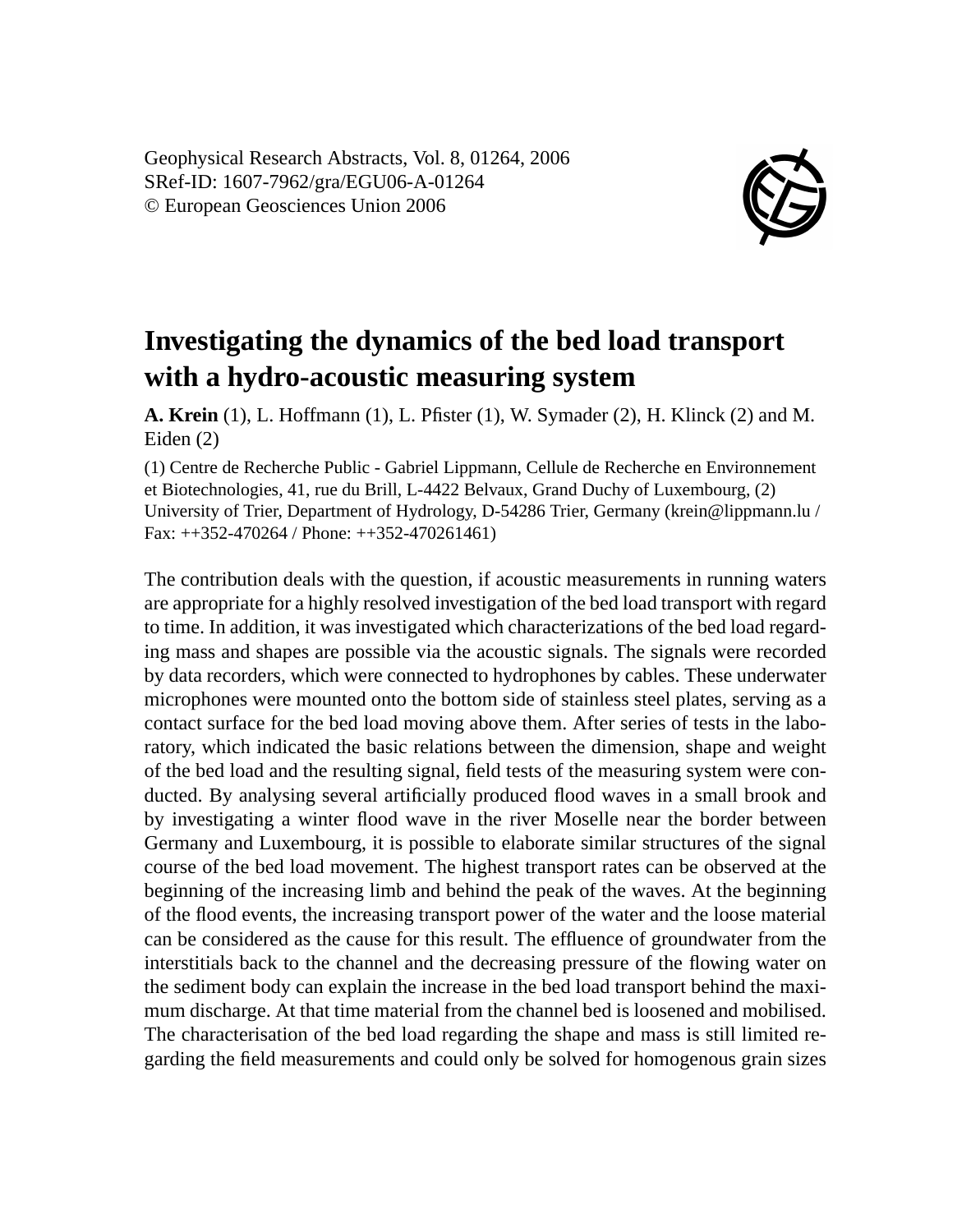Geophysical Research Abstracts, Vol. 8, 01264, 2006
SRef-ID: 1607-7962/gra/EGU06-A-01264
© European Geosciences Union 2006

# Investigating the dynamics of the bed load transport with a hydro-acoustic measuring system

**A. Krein** (1), L. Hoffmann (1), L. Pfister (1), W. Symader (2), H. Klinck (2) and M. Eiden (2)

(1) Centre de Recherche Public - Gabriel Lippmann, Cellule de Recherche en Environnement et Biotechnologies, 41, rue du Brill, L-4422 Belvaux, Grand Duchy of Luxembourg, (2) University of Trier, Department of Hydrology, D-54286 Trier, Germany (krein@lippmann.lu / Fax: ++352-470264 / Phone: ++352-470261461)

The contribution deals with the question, if acoustic measurements in running waters are appropriate for a highly resolved investigation of the bed load transport with regard to time. In addition, it was investigated which characterizations of the bed load regarding mass and shapes are possible via the acoustic signals. The signals were recorded by data recorders, which were connected to hydrophones by cables. These underwater microphones were mounted onto the bottom side of stainless steel plates, serving as a contact surface for the bed load moving above them. After series of tests in the laboratory, which indicated the basic relations between the dimension, shape and weight of the bed load and the resulting signal, field tests of the measuring system were conducted. By analysing several artificially produced flood waves in a small brook and by investigating a winter flood wave in the river Moselle near the border between Germany and Luxembourg, it is possible to elaborate similar structures of the signal course of the bed load movement. The highest transport rates can be observed at the beginning of the increasing limb and behind the peak of the waves. At the beginning of the flood events, the increasing transport power of the water and the loose material can be considered as the cause for this result. The effluence of groundwater from the interstitials back to the channel and the decreasing pressure of the flowing water on the sediment body can explain the increase in the bed load transport behind the maximum discharge. At that time material from the channel bed is loosened and mobilised. The characterisation of the bed load regarding the shape and mass is still limited regarding the field measurements and could only be solved for homogenous grain sizes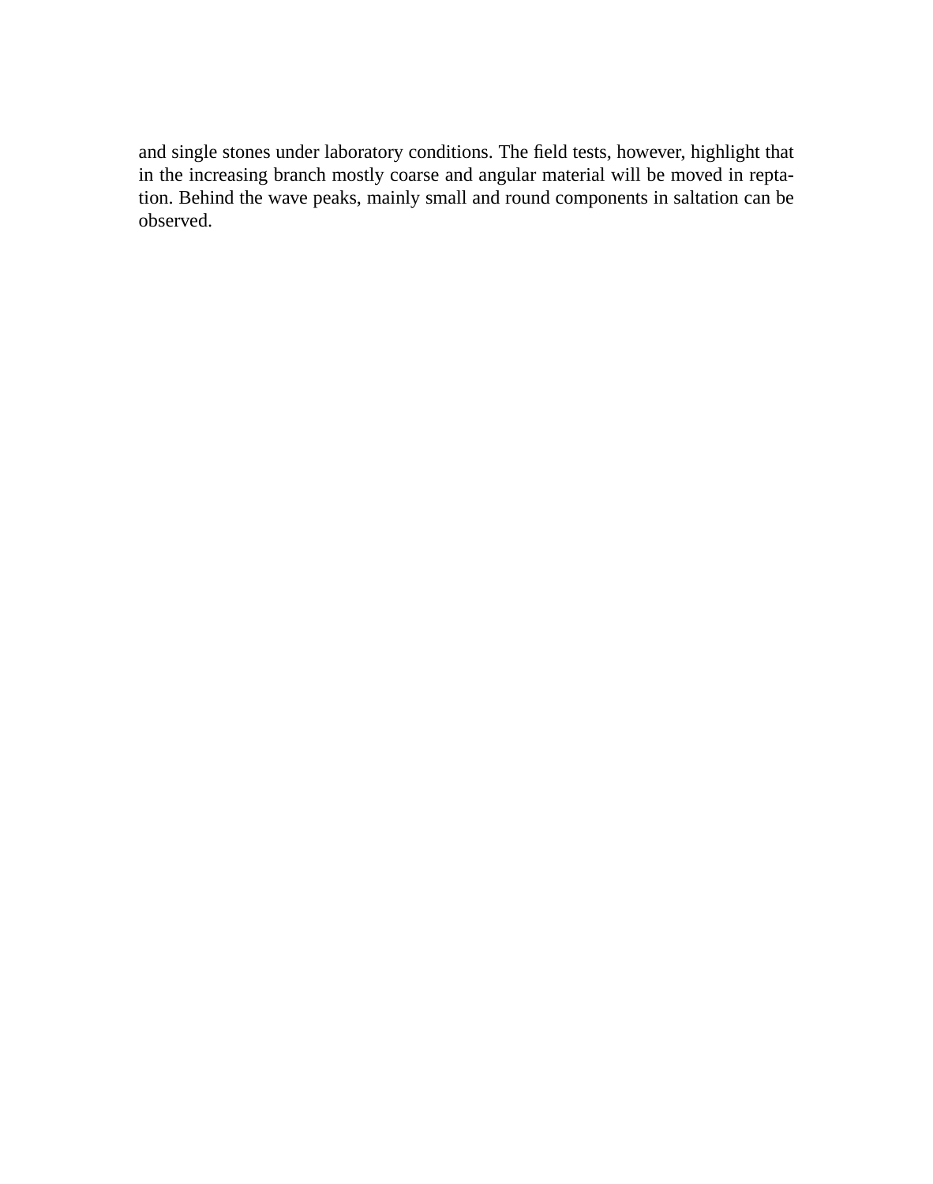and single stones under laboratory conditions. The field tests, however, highlight that in the increasing branch mostly coarse and angular material will be moved in reptation. Behind the wave peaks, mainly small and round components in saltation can be observed.